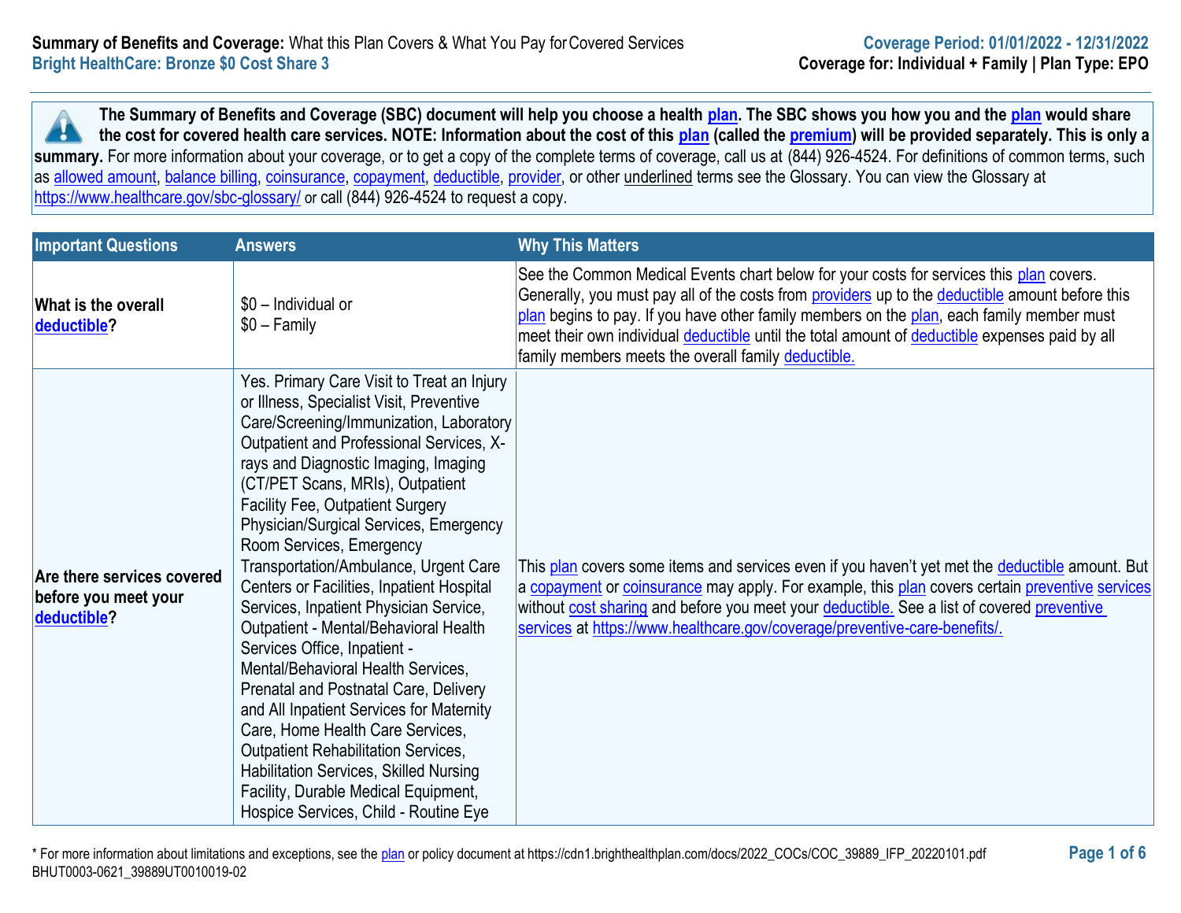**Summary of Benefits and Coverage:** What this Plan Covers & What You Pay for Covered Services
**Bright HealthCare: Bronze $0 Cost Share 3**

**Coverage Period: 01/01/2022 - 12/31/2022**
**Coverage for: Individual + Family | Plan Type: EPO**

**The Summary of Benefits and Coverage (SBC) document will help you choose a health plan. The SBC shows you how you and the plan would share the cost for covered health care services. NOTE: Information about the cost of this plan (called the premium) will be provided separately. This is only a summary.** For more information about your coverage, or to get a copy of the complete terms of coverage, call us at (844) 926-4524. For definitions of common terms, such as allowed amount, balance billing, coinsurance, copayment, deductible, provider, or other underlined terms see the Glossary. You can view the Glossary at https://www.healthcare.gov/sbc-glossary/ or call (844) 926-4524 to request a copy.

| Important Questions | Answers | Why This Matters |
|---|---|---|
| **What is the overall deductible?** | $0 – Individual or<br>$0 – Family | See the Common Medical Events chart below for your costs for services this plan covers. Generally, you must pay all of the costs from providers up to the deductible amount before this plan begins to pay. If you have other family members on the plan, each family member must meet their own individual deductible until the total amount of deductible expenses paid by all family members meets the overall family deductible. |
| **Are there services covered before you meet your deductible?** | Yes. Primary Care Visit to Treat an Injury or Illness, Specialist Visit, Preventive Care/Screening/Immunization, Laboratory Outpatient and Professional Services, X-rays and Diagnostic Imaging, Imaging (CT/PET Scans, MRIs), Outpatient Facility Fee, Outpatient Surgery Physician/Surgical Services, Emergency Room Services, Emergency Transportation/Ambulance, Urgent Care Centers or Facilities, Inpatient Hospital Services, Inpatient Physician Service, Outpatient - Mental/Behavioral Health Services Office, Inpatient - Mental/Behavioral Health Services, Prenatal and Postnatal Care, Delivery and All Inpatient Services for Maternity Care, Home Health Care Services, Outpatient Rehabilitation Services, Habilitation Services, Skilled Nursing Facility, Durable Medical Equipment, Hospice Services, Child - Routine Eye | This plan covers some items and services even if you haven't yet met the deductible amount. But a copayment or coinsurance may apply. For example, this plan covers certain preventive services without cost sharing and before you meet your deductible. See a list of covered preventive services at https://www.healthcare.gov/coverage/preventive-care-benefits/. |

* For more information about limitations and exceptions, see the plan or policy document at https://cdn1.brighthealthplan.com/docs/2022_COCs/COC_39889_IFP_20220101.pdf
BHUT0003-0621_39889UT0010019-02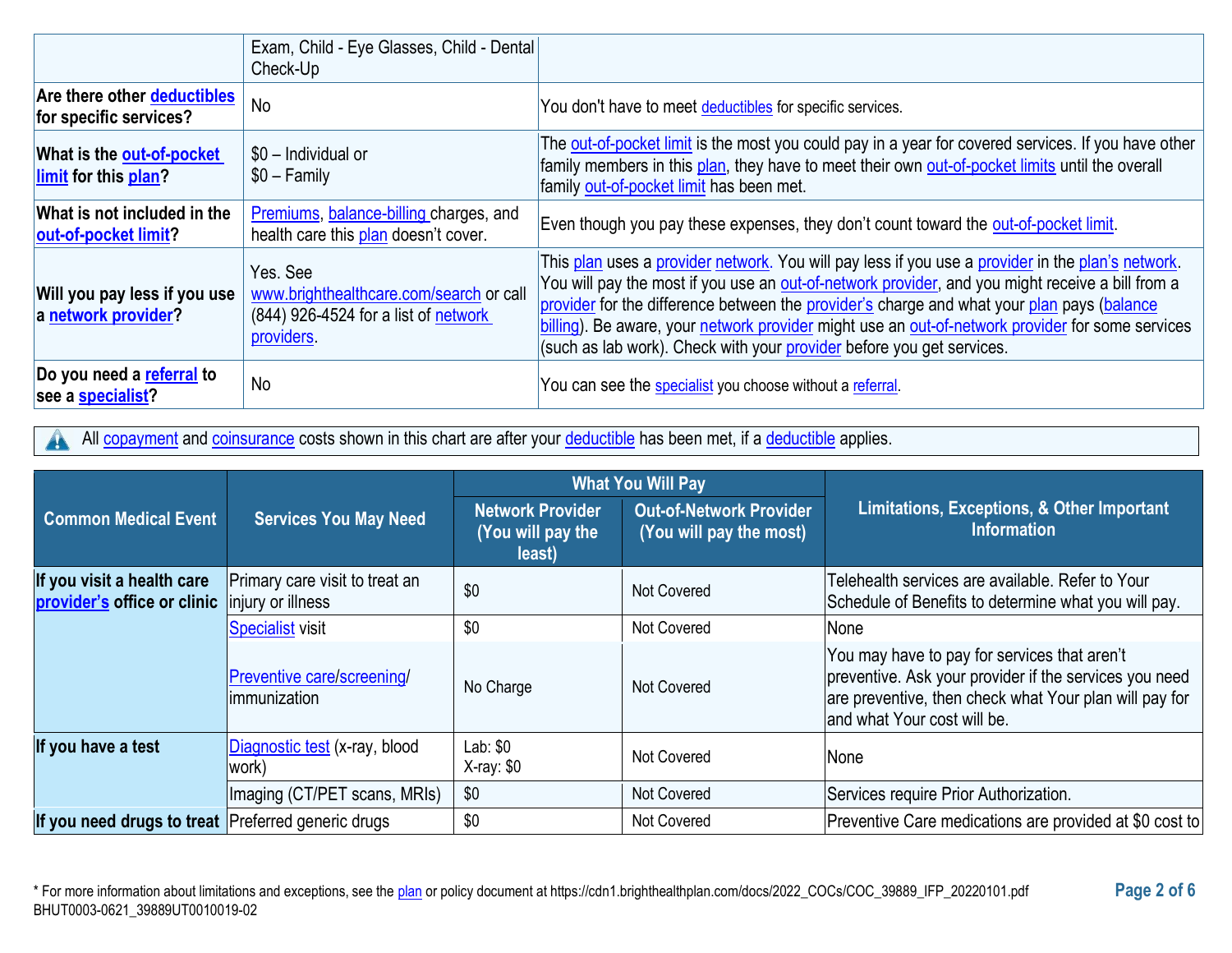| | | |
|---|---|---|
| | Exam, Child - Eye Glasses, Child - Dental Check-Up | |
| **Are there other deductibles for specific services?** | No | You don't have to meet deductibles for specific services. |
| **What is the out-of-pocket limit for this plan?** | $0 – Individual or<br>$0 – Family | The out-of-pocket limit is the most you could pay in a year for covered services. If you have other family members in this plan, they have to meet their own out-of-pocket limits until the overall family out-of-pocket limit has been met. |
| **What is not included in the out-of-pocket limit?** | Premiums, balance-billing charges, and health care this plan doesn't cover. | Even though you pay these expenses, they don't count toward the out-of-pocket limit. |
| **Will you pay less if you use a network provider?** | Yes. See www.brighthealthcare.com/search or call (844) 926-4524 for a list of network providers. | This plan uses a provider network. You will pay less if you use a provider in the plan's network. You will pay the most if you use an out-of-network provider, and you might receive a bill from a provider for the difference between the provider's charge and what your plan pays (balance billing). Be aware, your network provider might use an out-of-network provider for some services (such as lab work). Check with your provider before you get services. |
| **Do you need a referral to see a specialist?** | No | You can see the specialist you choose without a referral. |

All copayment and coinsurance costs shown in this chart are after your deductible has been met, if a deductible applies.

| Common Medical Event | Services You May Need | What You Will Pay | | Limitations, Exceptions, & Other Important Information |
|---|---|---|---|---|
| | | Network Provider (You will pay the least) | Out-of-Network Provider (You will pay the most) | |
| **If you visit a health care provider's office or clinic** | Primary care visit to treat an injury or illness | $0 | Not Covered | Telehealth services are available. Refer to Your Schedule of Benefits to determine what you will pay. |
| | Specialist visit | $0 | Not Covered | None |
| | Preventive care/screening/ immunization | No Charge | Not Covered | You may have to pay for services that aren't preventive. Ask your provider if the services you need are preventive, then check what Your plan will pay for and what Your cost will be. |
| **If you have a test** | Diagnostic test (x-ray, blood work) | Lab: $0<br>X-ray: $0 | Not Covered | None |
| | Imaging (CT/PET scans, MRIs) | $0 | Not Covered | Services require Prior Authorization. |
| **If you need drugs to treat** | Preferred generic drugs | $0 | Not Covered | Preventive Care medications are provided at $0 cost to |

* For more information about limitations and exceptions, see the plan or policy document at https://cdn1.brighthealthplan.com/docs/2022_COCs/COC_39889_IFP_20220101.pdf
BHUT0003-0621_39889UT0010019-02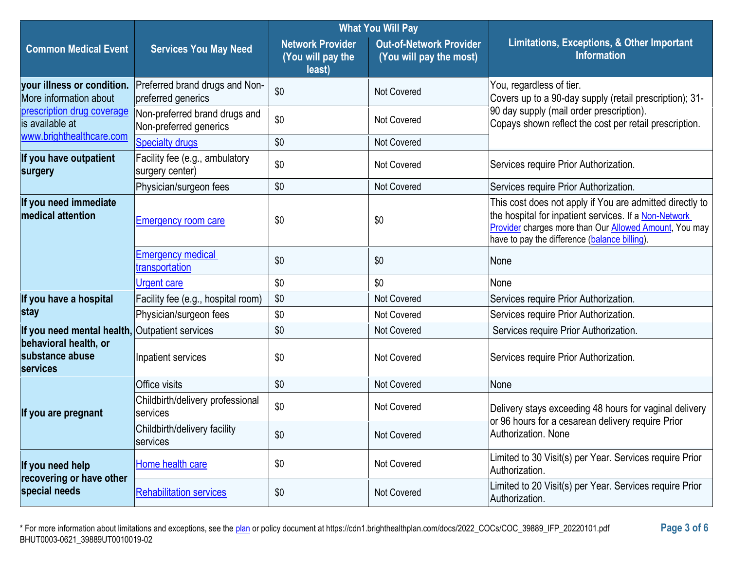| Common Medical Event | Services You May Need | What You Will Pay | | Limitations, Exceptions, & Other Important Information |
|---|---|---|---|---|
| | | Network Provider (You will pay the least) | Out-of-Network Provider (You will pay the most) | |
| **your illness or condition.** More information about prescription drug coverage is available at www.brighthealthcare.com | Preferred brand drugs and Non-preferred generics | $0 | Not Covered | You, regardless of tier. Covers up to a 90-day supply (retail prescription); 31-90 day supply (mail order prescription). Copays shown reflect the cost per retail prescription. |
| | Non-preferred brand drugs and Non-preferred generics | $0 | Not Covered | |
| | Specialty drugs | $0 | Not Covered | |
| **If you have outpatient surgery** | Facility fee (e.g., ambulatory surgery center) | $0 | Not Covered | Services require Prior Authorization. |
| | Physician/surgeon fees | $0 | Not Covered | Services require Prior Authorization. |
| **If you need immediate medical attention** | Emergency room care | $0 | $0 | This cost does not apply if You are admitted directly to the hospital for inpatient services. If a Non-Network Provider charges more than Our Allowed Amount, You may have to pay the difference (balance billing). |
| | Emergency medical transportation | $0 | $0 | None |
| | Urgent care | $0 | $0 | None |
| **If you have a hospital stay** | Facility fee (e.g., hospital room) | $0 | Not Covered | Services require Prior Authorization. |
| | Physician/surgeon fees | $0 | Not Covered | Services require Prior Authorization. |
| **If you need mental health, behavioral health, or substance abuse services** | Outpatient services | $0 | Not Covered | Services require Prior Authorization. |
| | Inpatient services | $0 | Not Covered | Services require Prior Authorization. |
| **If you are pregnant** | Office visits | $0 | Not Covered | None |
| | Childbirth/delivery professional services | $0 | Not Covered | Delivery stays exceeding 48 hours for vaginal delivery or 96 hours for a cesarean delivery require Prior Authorization. None |
| | Childbirth/delivery facility services | $0 | Not Covered | |
| **If you need help recovering or have other special needs** | Home health care | $0 | Not Covered | Limited to 30 Visit(s) per Year. Services require Prior Authorization. |
| | Rehabilitation services | $0 | Not Covered | Limited to 20 Visit(s) per Year. Services require Prior Authorization. |

* For more information about limitations and exceptions, see the plan or policy document at https://cdn1.brighthealthplan.com/docs/2022_COCs/COC_39889_IFP_20220101.pdf

BHUT0003-0621_39889UT0010019-02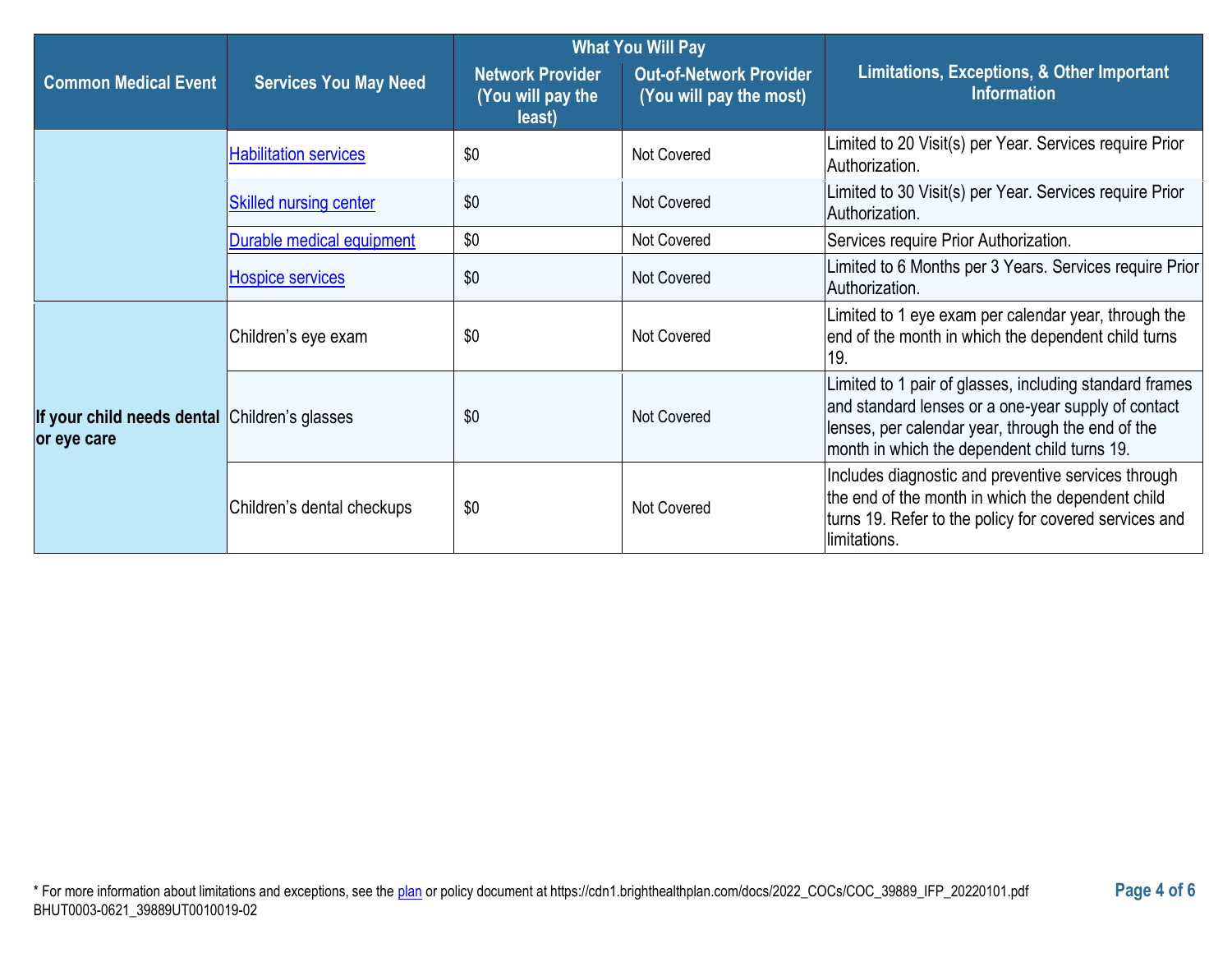| Common Medical Event | Services You May Need | What You Will Pay | | Limitations, Exceptions, & Other Important Information |
|---|---|---|---|---|
| | | Network Provider (You will pay the least) | Out-of-Network Provider (You will pay the most) | |
| | Habilitation services | $0 | Not Covered | Limited to 20 Visit(s) per Year. Services require Prior Authorization. |
| | Skilled nursing center | $0 | Not Covered | Limited to 30 Visit(s) per Year. Services require Prior Authorization. |
| | Durable medical equipment | $0 | Not Covered | Services require Prior Authorization. |
| | Hospice services | $0 | Not Covered | Limited to 6 Months per 3 Years. Services require Prior Authorization. |
| **If your child needs dental or eye care** | Children's eye exam | $0 | Not Covered | Limited to 1 eye exam per calendar year, through the end of the month in which the dependent child turns 19. |
| | Children's glasses | $0 | Not Covered | Limited to 1 pair of glasses, including standard frames and standard lenses or a one-year supply of contact lenses, per calendar year, through the end of the month in which the dependent child turns 19. |
| | Children's dental checkups | $0 | Not Covered | Includes diagnostic and preventive services through the end of the month in which the dependent child turns 19. Refer to the policy for covered services and limitations. |

* For more information about limitations and exceptions, see the plan or policy document at https://cdn1.brighthealthplan.com/docs/2022_COCs/COC_39889_IFP_20220101.pdf
BHUT0003-0621_39889UT0010019-02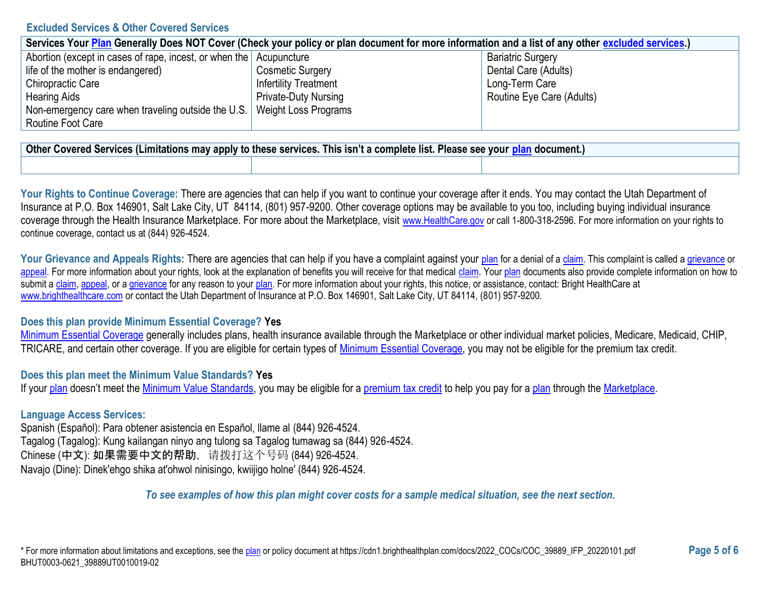## Excluded Services & Other Covered Services

| Services Your Plan Generally Does NOT Cover (Check your policy or plan document for more information and a list of any other excluded services.) | | |
|---|---|---|
| Abortion (except in cases of rape, incest, or when the life of the mother is endangered)<br>Chiropractic Care<br>Hearing Aids<br>Non-emergency care when traveling outside the U.S.<br>Routine Foot Care | Acupuncture<br>Cosmetic Surgery<br>Infertility Treatment<br>Private-Duty Nursing<br>Weight Loss Programs | Bariatric Surgery<br>Dental Care (Adults)<br>Long-Term Care<br>Routine Eye Care (Adults) |

| Other Covered Services (Limitations may apply to these services. This isn't a complete list. Please see your plan document.) | | |
|---|---|---|
| | | |

**Your Rights to Continue Coverage:** There are agencies that can help if you want to continue your coverage after it ends. You may contact the Utah Department of Insurance at P.O. Box 146901, Salt Lake City, UT 84114, (801) 957-9200. Other coverage options may be available to you too, including buying individual insurance coverage through the Health Insurance Marketplace. For more about the Marketplace, visit www.HealthCare.gov or call 1-800-318-2596. For more information on your rights to continue coverage, contact us at (844) 926-4524.

**Your Grievance and Appeals Rights:** There are agencies that can help if you have a complaint against your plan for a denial of a claim. This complaint is called a grievance or appeal. For more information about your rights, look at the explanation of benefits you will receive for that medical claim. Your plan documents also provide complete information on how to submit a claim, appeal, or a grievance for any reason to your plan. For more information about your rights, this notice, or assistance, contact: Bright HealthCare at www.brighthealthcare.com or contact the Utah Department of Insurance at P.O. Box 146901, Salt Lake City, UT 84114, (801) 957-9200.

**Does this plan provide Minimum Essential Coverage? Yes**

Minimum Essential Coverage generally includes plans, health insurance available through the Marketplace or other individual market policies, Medicare, Medicaid, CHIP, TRICARE, and certain other coverage. If you are eligible for certain types of Minimum Essential Coverage, you may not be eligible for the premium tax credit.

**Does this plan meet the Minimum Value Standards? Yes**

If your plan doesn't meet the Minimum Value Standards, you may be eligible for a premium tax credit to help you pay for a plan through the Marketplace.

**Language Access Services:**

Spanish (Español): Para obtener asistencia en Español, llame al (844) 926-4524.
Tagalog (Tagalog): Kung kailangan ninyo ang tulong sa Tagalog tumawag sa (844) 926-4524.
Chinese (中文): 如果需要中文的帮助，请拨打这个号码 (844) 926-4524.
Navajo (Dine): Dinek'ehgo shika at'ohwol ninisingo, kwiijigo holne' (844) 926-4524.

***To see examples of how this plan might cover costs for a sample medical situation, see the next section.***

* For more information about limitations and exceptions, see the plan or policy document at https://cdn1.brighthealthplan.com/docs/2022_COCs/COC_39889_IFP_20220101.pdf
BHUT0003-0621_39889UT0010019-02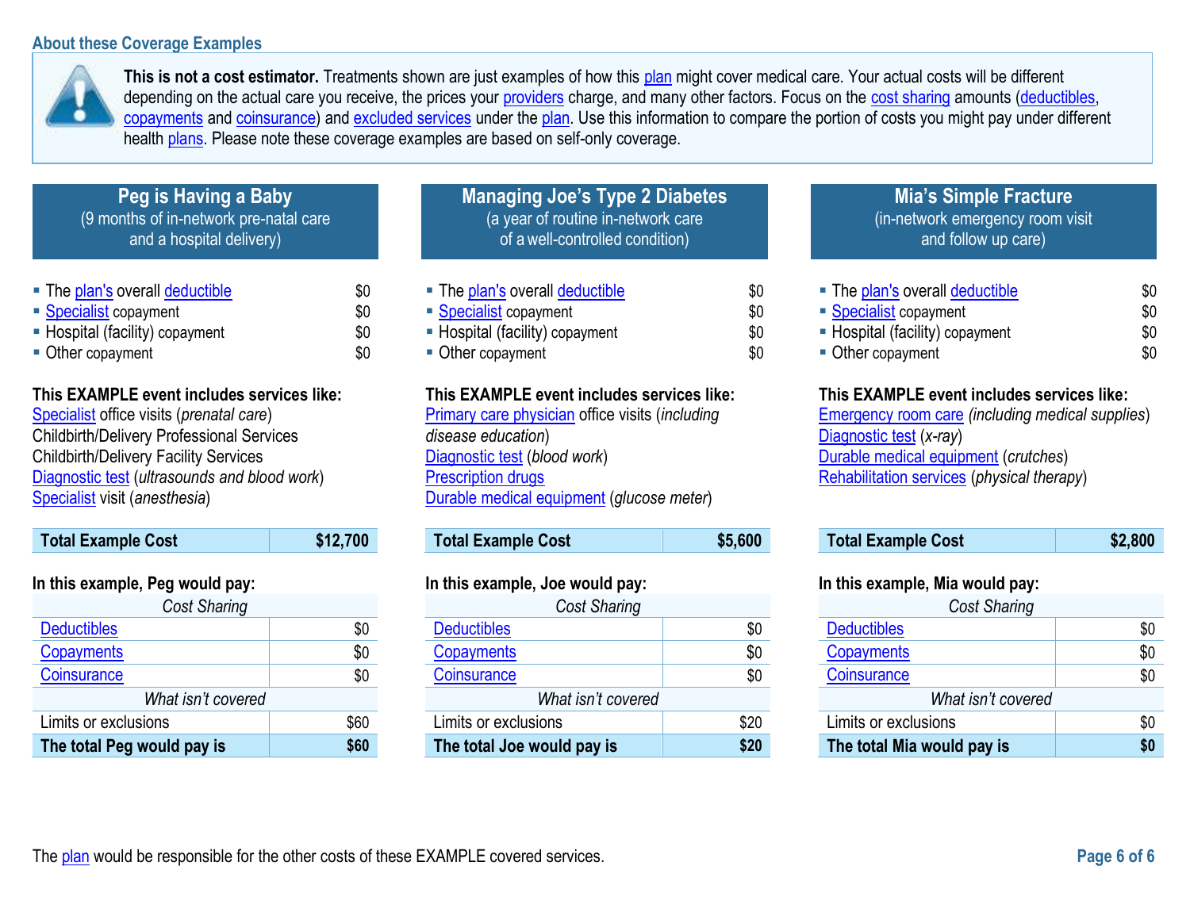## About these Coverage Examples

**This is not a cost estimator.** Treatments shown are just examples of how this plan might cover medical care. Your actual costs will be different depending on the actual care you receive, the prices your providers charge, and many other factors. Focus on the cost sharing amounts (deductibles, copayments and coinsurance) and excluded services under the plan. Use this information to compare the portion of costs you might pay under different health plans. Please note these coverage examples are based on self-only coverage.

### Peg is Having a Baby
(9 months of in-network pre-natal care and a hospital delivery)

- The plan's overall deductible $0
- Specialist copayment $0
- Hospital (facility) copayment $0
- Other copayment $0

**This EXAMPLE event includes services like:**
Specialist office visits (*prenatal care*)
Childbirth/Delivery Professional Services
Childbirth/Delivery Facility Services
Diagnostic test (*ultrasounds and blood work*)
Specialist visit (*anesthesia*)

| **Total Example Cost** | **$12,700** |
|---|---|

**In this example, Peg would pay:**

| *Cost Sharing* | |
|---|---|
| Deductibles | $0 |
| Copayments | $0 |
| Coinsurance | $0 |
| *What isn't covered* | |
| Limits or exclusions | $60 |
| **The total Peg would pay is** | **$60** |

### Managing Joe's Type 2 Diabetes
(a year of routine in-network care of a well-controlled condition)

- The plan's overall deductible $0
- Specialist copayment $0
- Hospital (facility) copayment $0
- Other copayment $0

**This EXAMPLE event includes services like:**
Primary care physician office visits (*including disease education*)
Diagnostic test (*blood work*)
Prescription drugs
Durable medical equipment (*glucose meter*)

| **Total Example Cost** | **$5,600** |
|---|---|

**In this example, Joe would pay:**

| *Cost Sharing* | |
|---|---|
| Deductibles | $0 |
| Copayments | $0 |
| Coinsurance | $0 |
| *What isn't covered* | |
| Limits or exclusions | $20 |
| **The total Joe would pay is** | **$20** |

### Mia's Simple Fracture
(in-network emergency room visit and follow up care)

- The plan's overall deductible $0
- Specialist copayment $0
- Hospital (facility) copayment $0
- Other copayment $0

**This EXAMPLE event includes services like:**
Emergency room care (*including medical supplies*)
Diagnostic test (*x-ray*)
Durable medical equipment (*crutches*)
Rehabilitation services (*physical therapy*)

| **Total Example Cost** | **$2,800** |
|---|---|

**In this example, Mia would pay:**

| *Cost Sharing* | |
|---|---|
| Deductibles | $0 |
| Copayments | $0 |
| Coinsurance | $0 |
| *What isn't covered* | |
| Limits or exclusions | $0 |
| **The total Mia would pay is** | **$0** |

The plan would be responsible for the other costs of these EXAMPLE covered services.